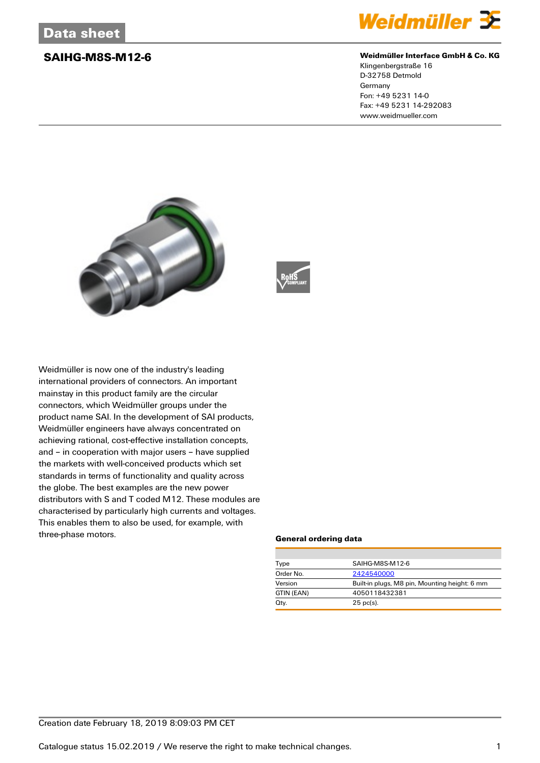Data sheet

# SAIHG-M8S-M12-6

**Weidmüller Interface GmbH & Co. KG**
Klingenbergstraße 16
D-32758 Detmold
Germany
Fon: +49 5231 14-0
Fax: +49 5231 14-292083
www.weidmueller.com

Weidmüller is now one of the industry's leading international providers of connectors. An important mainstay in this product family are the circular connectors, which Weidmüller groups under the product name SAI. In the development of SAI products, Weidmüller engineers have always concentrated on achieving rational, cost-effective installation concepts, and – in cooperation with major users – have supplied the markets with well-conceived products which set standards in terms of functionality and quality across the globe. The best examples are the new power distributors with S and T coded M12. These modules are characterised by particularly high currents and voltages. This enables them to also be used, for example, with three-phase motors.

### General ordering data

| | |
|---|---|
| Type | SAIHG-M8S-M12-6 |
| Order No. | 2424540000 |
| Version | Built-in plugs, M8 pin, Mounting height: 6 mm |
| GTIN (EAN) | 4050118432381 |
| Qty. | 25 pc(s). |

Creation date February 18, 2019 8:09:03 PM CET

Catalogue status 15.02.2019 / We reserve the right to make technical changes.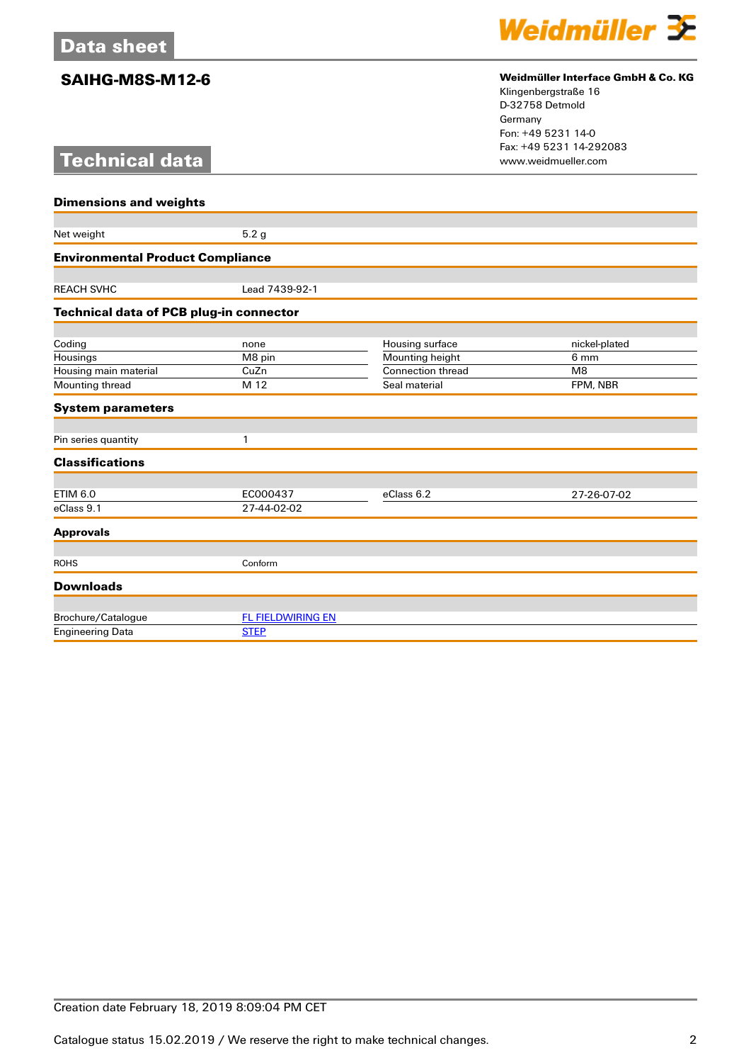# Data sheet

## SAIHG-M8S-M12-6

**Weidmüller Interface GmbH & Co. KG**
Klingenbergstraße 16
D-32758 Detmold
Germany
Fon: +49 5231 14-0
Fax: +49 5231 14-292083
www.weidmueller.com

# Technical data

### Dimensions and weights

| | |
|---|---|
| Net weight | 5.2 g |

### Environmental Product Compliance

| | |
|---|---|
| REACH SVHC | Lead 7439-92-1 |

### Technical data of PCB plug-in connector

| | | | |
|---|---|---|---|
| Coding | none | Housing surface | nickel-plated |
| Housings | M8 pin | Mounting height | 6 mm |
| Housing main material | CuZn | Connection thread | M8 |
| Mounting thread | M 12 | Seal material | FPM, NBR |

### System parameters

| | |
|---|---|
| Pin series quantity | 1 |

### Classifications

| | | | |
|---|---|---|---|
| ETIM 6.0 | EC000437 | eClass 6.2 | 27-26-07-02 |
| eClass 9.1 | 27-44-02-02 | | |

### Approvals

| | |
|---|---|
| ROHS | Conform |

### Downloads

| | |
|---|---|
| Brochure/Catalogue | FL FIELDWIRING EN |
| Engineering Data | STEP |

Creation date February 18, 2019 8:09:04 PM CET

Catalogue status 15.02.2019 / We reserve the right to make technical changes.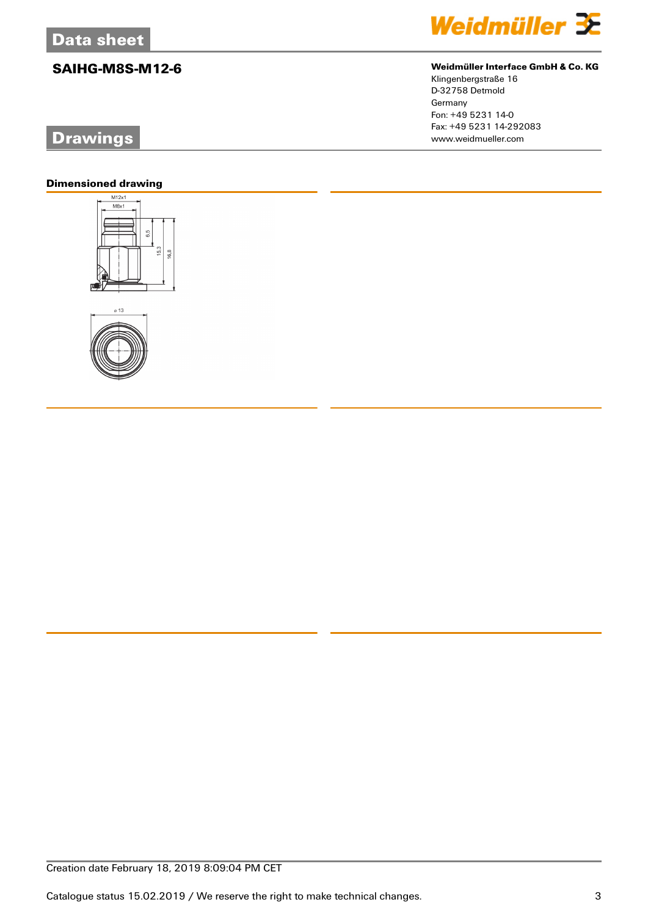## Data sheet

# SAIHG-M8S-M12-6

**Weidmüller Interface GmbH & Co. KG**
Klingenbergstraße 16
D-32758 Detmold
Germany
Fon: +49 5231 14-0
Fax: +49 5231 14-292083
www.weidmueller.com

## Drawings

### Dimensioned drawing

M12x1
M8x1
6,5
15,3
16,8
ø 13

Creation date February 18, 2019 8:09:04 PM CET

Catalogue status 15.02.2019 / We reserve the right to make technical changes.